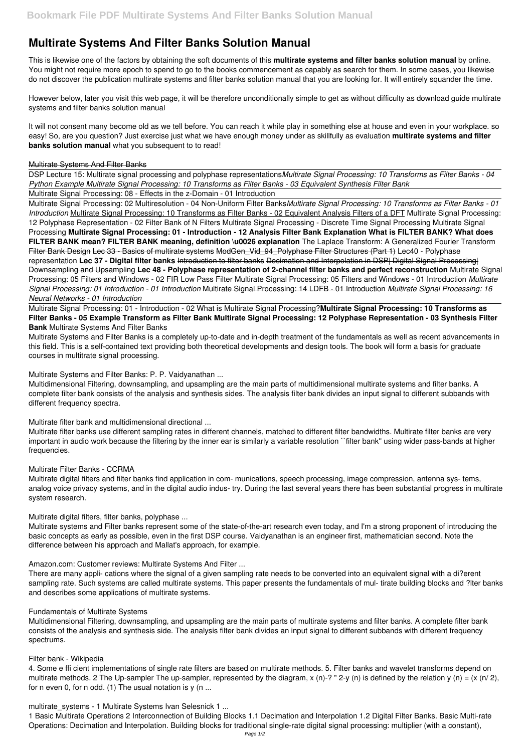Bookmark File PDF Multirate Systems And Filter Banks Solution Manual

# Multirate Systems And Filter Banks Solution Manual

This is likewise one of the factors by obtaining the soft documents of this **multirate systems and filter banks solution manual** by online. You might not require more epoch to spend to go to the books commencement as capably as search for them. In some cases, you likewise do not discover the publication multirate systems and filter banks solution manual that you are looking for. It will entirely squander the time.

However below, later you visit this web page, it will be therefore unconditionally simple to get as without difficulty as download guide multirate systems and filter banks solution manual

It will not consent many become old as we tell before. You can reach it while play in something else at house and even in your workplace. so easy! So, are you question? Just exercise just what we have enough money under as skillfully as evaluation **multirate systems and filter banks solution manual** what you subsequent to to read!

Multirate Systems And Filter Banks

DSP Lecture 15: Multirate signal processing and polyphase representations *Multirate Signal Processing: 10 Transforms as Filter Banks - 04 Python Example Multirate Signal Processing: 10 Transforms as Filter Banks - 03 Equivalent Synthesis Filter Bank*

Multirate Signal Processing: 08 - Effects in the z-Domain - 01 Introduction

Multirate Signal Processing: 02 Multiresolution - 04 Non-Uniform Filter Banks *Multirate Signal Processing: 10 Transforms as Filter Banks - 01 Introduction* Multirate Signal Processing: 10 Transforms as Filter Banks - 02 Equivalent Analysis Filters of a DFT Multirate Signal Processing: 12 Polyphase Representation - 02 Filter Bank of N Filters Multirate Signal Processing - Discrete Time Signal Processing Multirate Signal Processing **Multirate Signal Processing: 01 - Introduction - 12 Analysis Filter Bank Explanation What is FILTER BANK? What does FILTER BANK mean? FILTER BANK meaning, definition \u0026 explanation** The Laplace Transform: A Generalized Fourier Transform ~~Filter Bank Design~~ ~~Lec 33 - Basics of multirate systems~~ ~~ModGen_Vid_94_Polyphase Filter Structures (Part 1)~~ Lec40 - Polyphase representation **Lec 37 - Digital filter banks** ~~Introduction to filter banks~~ ~~Decimation and Interpolation in DSP| Digital Signal Processing| Downsampling and Upsampling~~ **Lec 48 - Polyphase representation of 2-channel filter banks and perfect reconstruction** Multirate Signal Processing: 05 Filters and Windows - 02 FIR Low Pass Filter Multirate Signal Processing: 05 Filters and Windows - 01 Introduction *Multirate Signal Processing: 01 Introduction - 01 Introduction* ~~Multirate Signal Processing: 14 LDFB - 01 Introduction~~ *Multirate Signal Processing: 16 Neural Networks - 01 Introduction*

Multirate Signal Processing: 01 - Introduction - 02 What is Multirate Signal Processing? **Multirate Signal Processing: 10 Transforms as Filter Banks - 05 Example Transform as Filter Bank Multirate Signal Processing: 12 Polyphase Representation - 03 Synthesis Filter Bank** Multirate Systems And Filter Banks

Multirate Systems and Filter Banks is a completely up-to-date and in-depth treatment of the fundamentals as well as recent advancements in this field. This is a self-contained text providing both theoretical developments and design tools. The book will form a basis for graduate courses in multitrate signal processing.

Multirate Systems and Filter Banks: P. P. Vaidyanathan ...

Multidimensional Filtering, downsampling, and upsampling are the main parts of multidimensional multirate systems and filter banks. A complete filter bank consists of the analysis and synthesis sides. The analysis filter bank divides an input signal to different subbands with different frequency spectra.

Multirate filter bank and multidimensional directional ...

Multirate filter banks use different sampling rates in different channels, matched to different filter bandwidths. Multirate filter banks are very important in audio work because the filtering by the inner ear is similarly a variable resolution ``filter bank'' using wider pass-bands at higher frequencies.

Multirate Filter Banks - CCRMA

Multirate digital filters and filter banks find application in com- munications, speech processing, image compression, antenna sys- tems, analog voice privacy systems, and in the digital audio indus- try. During the last several years there has been substantial progress in multirate system research.

Multirate digital filters, filter banks, polyphase ...

Multirate systems and Filter banks represent some of the state-of-the-art research even today, and I'm a strong proponent of introducing the basic concepts as early as possible, even in the first DSP course. Vaidyanathan is an engineer first, mathematician second. Note the difference between his approach and Mallat's approach, for example.

Amazon.com: Customer reviews: Multirate Systems And Filter ...

There are many appli- cations where the signal of a given sampling rate needs to be converted into an equivalent signal with a di?erent sampling rate. Such systems are called multirate systems. This paper presents the fundamentals of mul- tirate building blocks and ?lter banks and describes some applications of multirate systems.

Fundamentals of Multirate Systems

Multidimensional Filtering, downsampling, and upsampling are the main parts of multirate systems and filter banks. A complete filter bank consists of the analysis and synthesis side. The analysis filter bank divides an input signal to different subbands with different frequency spectrums.

Filter bank - Wikipedia

4. Some e ffi cient implementations of single rate filters are based on multirate methods. 5. Filter banks and wavelet transforms depend on multirate methods. 2 The Up-sampler The up-sampler, represented by the diagram, x (n)-? " 2-y (n) is defined by the relation y (n) = (x (n/ 2), for n even 0, for n odd. (1) The usual notation is y (n ...

multirate_systems - 1 Multirate Systems Ivan Selesnick 1 ...

1 Basic Multirate Operations 2 Interconnection of Building Blocks 1.1 Decimation and Interpolation 1.2 Digital Filter Banks. Basic Multi-rate Operations: Decimation and Interpolation. Building blocks for traditional single-rate digital signal processing: multiplier (with a constant),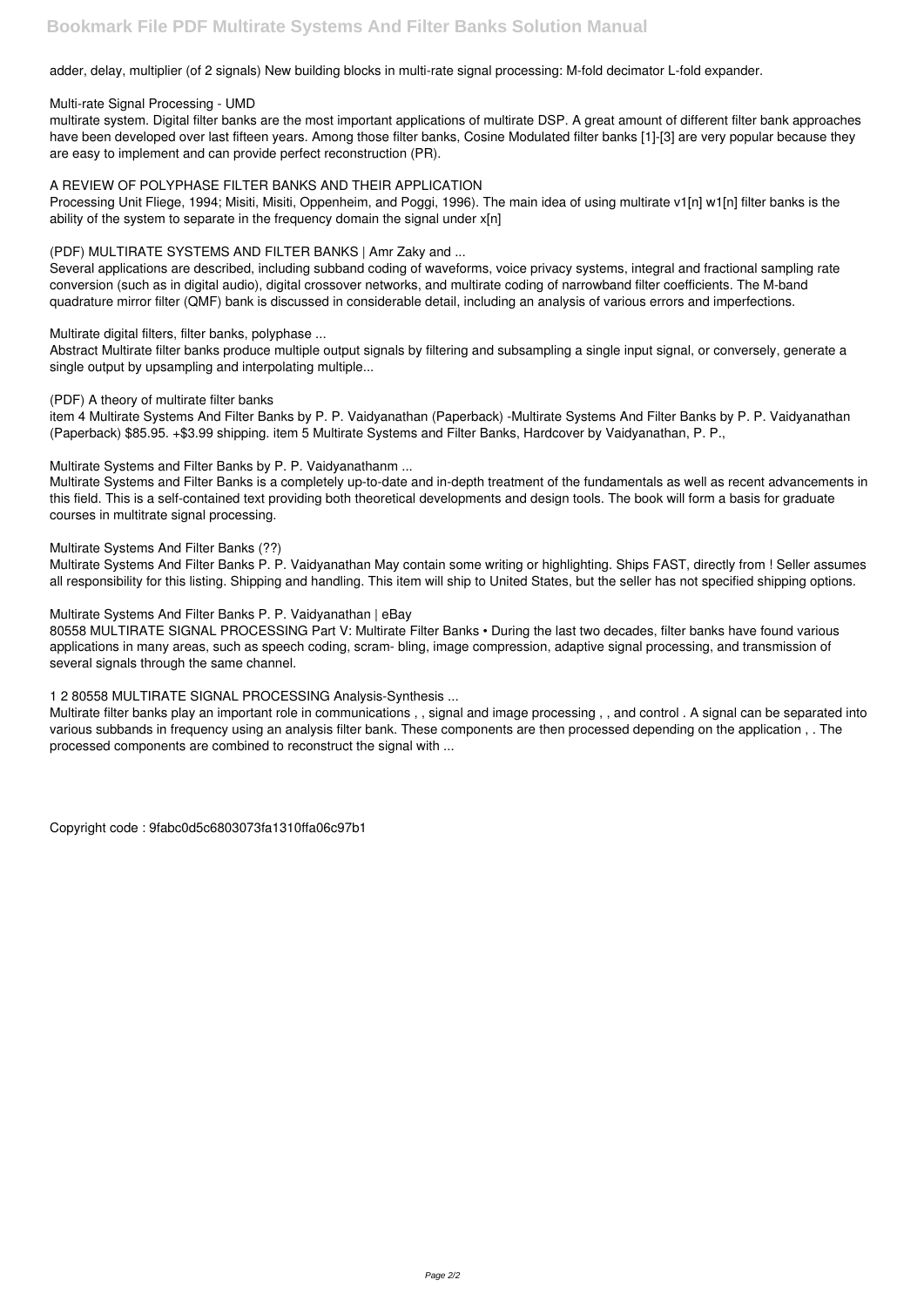adder, delay, multiplier (of 2 signals) New building blocks in multi-rate signal processing: M-fold decimator L-fold expander.

Multi-rate Signal Processing - UMD

multirate system. Digital filter banks are the most important applications of multirate DSP. A great amount of different filter bank approaches have been developed over last fifteen years. Among those filter banks, Cosine Modulated filter banks [1]-[3] are very popular because they are easy to implement and can provide perfect reconstruction (PR).

A REVIEW OF POLYPHASE FILTER BANKS AND THEIR APPLICATION

Processing Unit Fliege, 1994; Misiti, Misiti, Oppenheim, and Poggi, 1996). The main idea of using multirate v1[n] w1[n] filter banks is the ability of the system to separate in the frequency domain the signal under x[n]

(PDF) MULTIRATE SYSTEMS AND FILTER BANKS | Amr Zaky and ...

Several applications are described, including subband coding of waveforms, voice privacy systems, integral and fractional sampling rate conversion (such as in digital audio), digital crossover networks, and multirate coding of narrowband filter coefficients. The M-band quadrature mirror filter (QMF) bank is discussed in considerable detail, including an analysis of various errors and imperfections.

Multirate digital filters, filter banks, polyphase ...

Abstract Multirate filter banks produce multiple output signals by filtering and subsampling a single input signal, or conversely, generate a single output by upsampling and interpolating multiple...

(PDF) A theory of multirate filter banks

item 4 Multirate Systems And Filter Banks by P. P. Vaidyanathan (Paperback) -Multirate Systems And Filter Banks by P. P. Vaidyanathan (Paperback) $85.95. +$3.99 shipping. item 5 Multirate Systems and Filter Banks, Hardcover by Vaidyanathan, P. P.,

Multirate Systems and Filter Banks by P. P. Vaidyanathanm ...

Multirate Systems and Filter Banks is a completely up-to-date and in-depth treatment of the fundamentals as well as recent advancements in this field. This is a self-contained text providing both theoretical developments and design tools. The book will form a basis for graduate courses in multitrate signal processing.

Multirate Systems And Filter Banks (??)

Multirate Systems And Filter Banks P. P. Vaidyanathan May contain some writing or highlighting. Ships FAST, directly from ! Seller assumes all responsibility for this listing. Shipping and handling. This item will ship to United States, but the seller has not specified shipping options.

Multirate Systems And Filter Banks P. P. Vaidyanathan | eBay

80558 MULTIRATE SIGNAL PROCESSING Part V: Multirate Filter Banks • During the last two decades, filter banks have found various applications in many areas, such as speech coding, scram- bling, image compression, adaptive signal processing, and transmission of several signals through the same channel.

1 2 80558 MULTIRATE SIGNAL PROCESSING Analysis-Synthesis ...

Multirate filter banks play an important role in communications , , signal and image processing , , and control . A signal can be separated into various subbands in frequency using an analysis filter bank. These components are then processed depending on the application , . The processed components are combined to reconstruct the signal with ...

Copyright code : 9fabc0d5c6803073fa1310ffa06c97b1